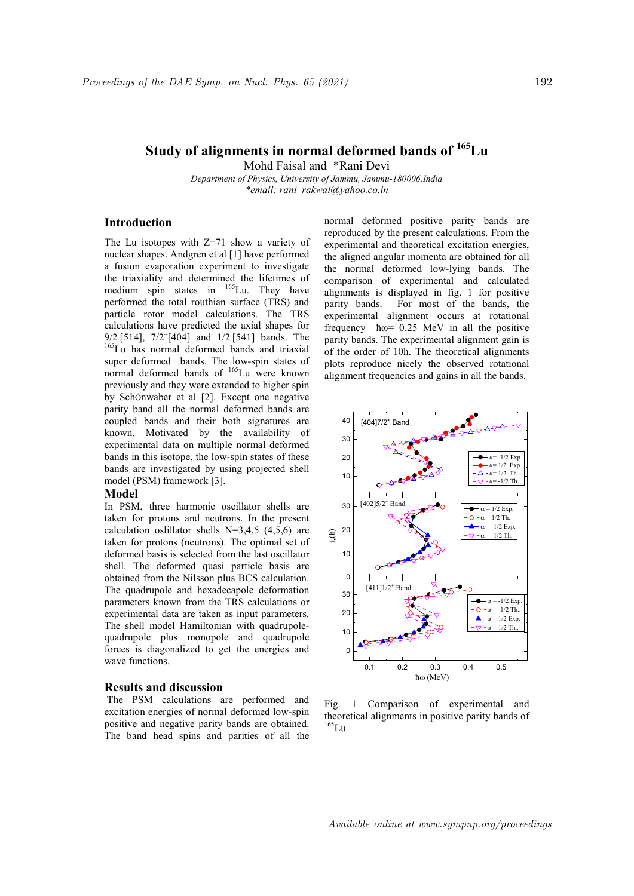# Study of alignments in normal deformed bands of $^{165}$Lu

Mohd Faisal and *Rani Devi

*Department of Physics, University of Jammu, Jammu-180006,India*
*\*email: rani_rakwal@yahoo.co.in*

## Introduction

The Lu isotopes with Z=71 show a variety of nuclear shapes. Andgren et al [1] have performed a fusion evaporation experiment to investigate the triaxiality and determined the lifetimes of medium spin states in $^{165}$Lu. They have performed the total routhian surface (TRS) and particle rotor model calculations. The TRS calculations have predicted the axial shapes for $9/2^-$[514], $7/2^+$[404] and $1/2^-$[541] bands. The $^{165}$Lu has normal deformed bands and triaxial super deformed bands. The low-spin states of normal deformed bands of $^{165}$Lu were known previously and they were extended to higher spin by SchÖnwaber et al [2]. Except one negative parity band all the normal deformed bands are coupled bands and their both signatures are known. Motivated by the availability of experimental data on multiple normal deformed bands in this isotope, the low-spin states of these bands are investigated by using projected shell model (PSM) framework [3].

## Model

In PSM, three harmonic oscillator shells are taken for protons and neutrons. In the present calculation oslillator shells N=3,4,5 (4,5,6) are taken for protons (neutrons). The optimal set of deformed basis is selected from the last oscillator shell. The deformed quasi particle basis are obtained from the Nilsson plus BCS calculation. The quadrupole and hexadecapole deformation parameters known from the TRS calculations or experimental data are taken as input parameters. The shell model Hamiltonian with quadrupole-quadrupole plus monopole and quadrupole forces is diagonalized to get the energies and wave functions.

## Results and discussion

The PSM calculations are performed and excitation energies of normal deformed low-spin positive and negative parity bands are obtained. The band head spins and parities of all the normal deformed positive parity bands are reproduced by the present calculations. From the experimental and theoretical excitation energies, the aligned angular momenta are obtained for all the normal deformed low-lying bands. The comparison of experimental and calculated alignments is displayed in fig. 1 for positive parity bands. For most of the bands, the experimental alignment occurs at rotational frequency ħω= 0.25 MeV in all the positive parity bands. The experimental alignment gain is of the order of 10ħ. The theoretical alignments plots reproduce nicely the observed rotational alignment frequencies and gains in all the bands.

Fig. 1 Comparison of experimental and theoretical alignments in positive parity bands of $^{165}$Lu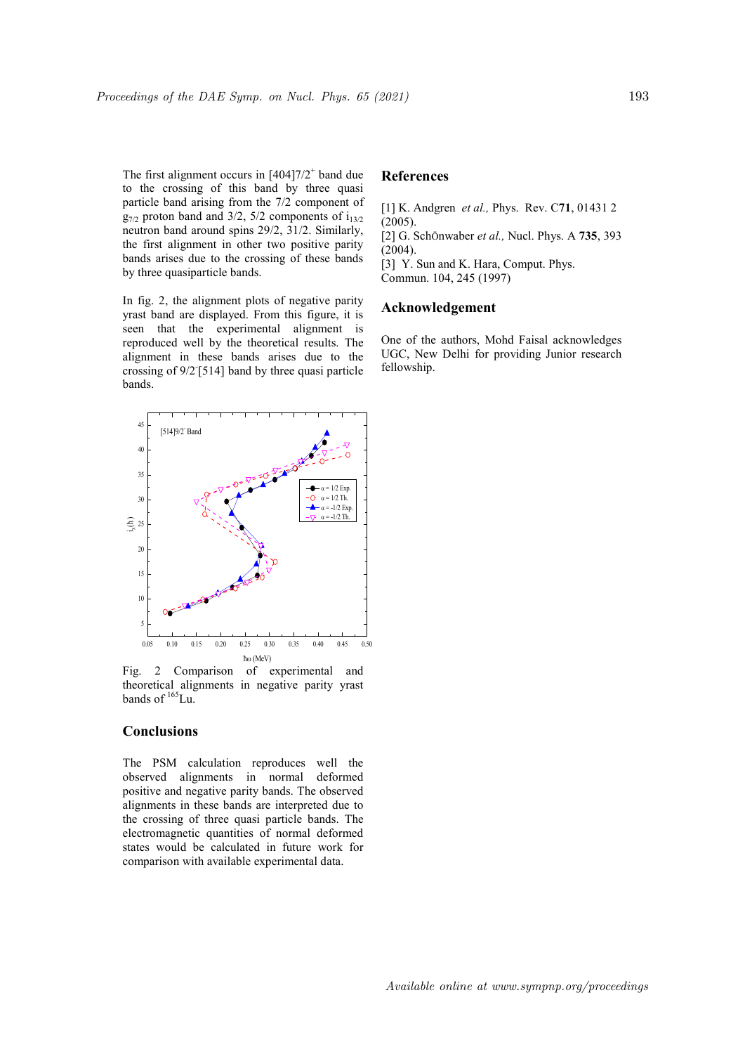The first alignment occurs in [404]7/2$^+$ band due to the crossing of this band by three quasi particle band arising from the 7/2 component of $g_{7/2}$ proton band and 3/2, 5/2 components of $i_{13/2}$ neutron band around spins 29/2, 31/2. Similarly, the first alignment in other two positive parity bands arises due to the crossing of these bands by three quasiparticle bands.

In fig. 2, the alignment plots of negative parity yrast band are displayed. From this figure, it is seen that the experimental alignment is reproduced well by the theoretical results. The alignment in these bands arises due to the crossing of 9/2$^-$[514] band by three quasi particle bands.

[514]9/2$^-$ Band

α = 1/2 Exp.
α = 1/2 Th.
α = -1/2 Exp.
α = -1/2 Th.

$i_x(\hbar)$

5
10
15
20
25
30
35
40
45

0.05
0.10
0.15
0.20
0.25
0.30
0.35
0.40
0.45
0.50

$\hbar\omega$ (MeV)

Fig. 2 Comparison of experimental and theoretical alignments in negative parity yrast bands of $^{165}$Lu.

## Conclusions

The PSM calculation reproduces well the observed alignments in normal deformed positive and negative parity bands. The observed alignments in these bands are interpreted due to the crossing of three quasi particle bands. The electromagnetic quantities of normal deformed states would be calculated in future work for comparison with available experimental data.

## References

[1] K. Andgren *et al.,* Phys. Rev. C**71**, 01431 2 (2005).
[2] G. Schönwaber *et al.,* Nucl. Phys. A **735**, 393 (2004).
[3] Y. Sun and K. Hara, Comput. Phys. Commun. 104, 245 (1997)

## Acknowledgement

One of the authors, Mohd Faisal acknowledges UGC, New Delhi for providing Junior research fellowship.